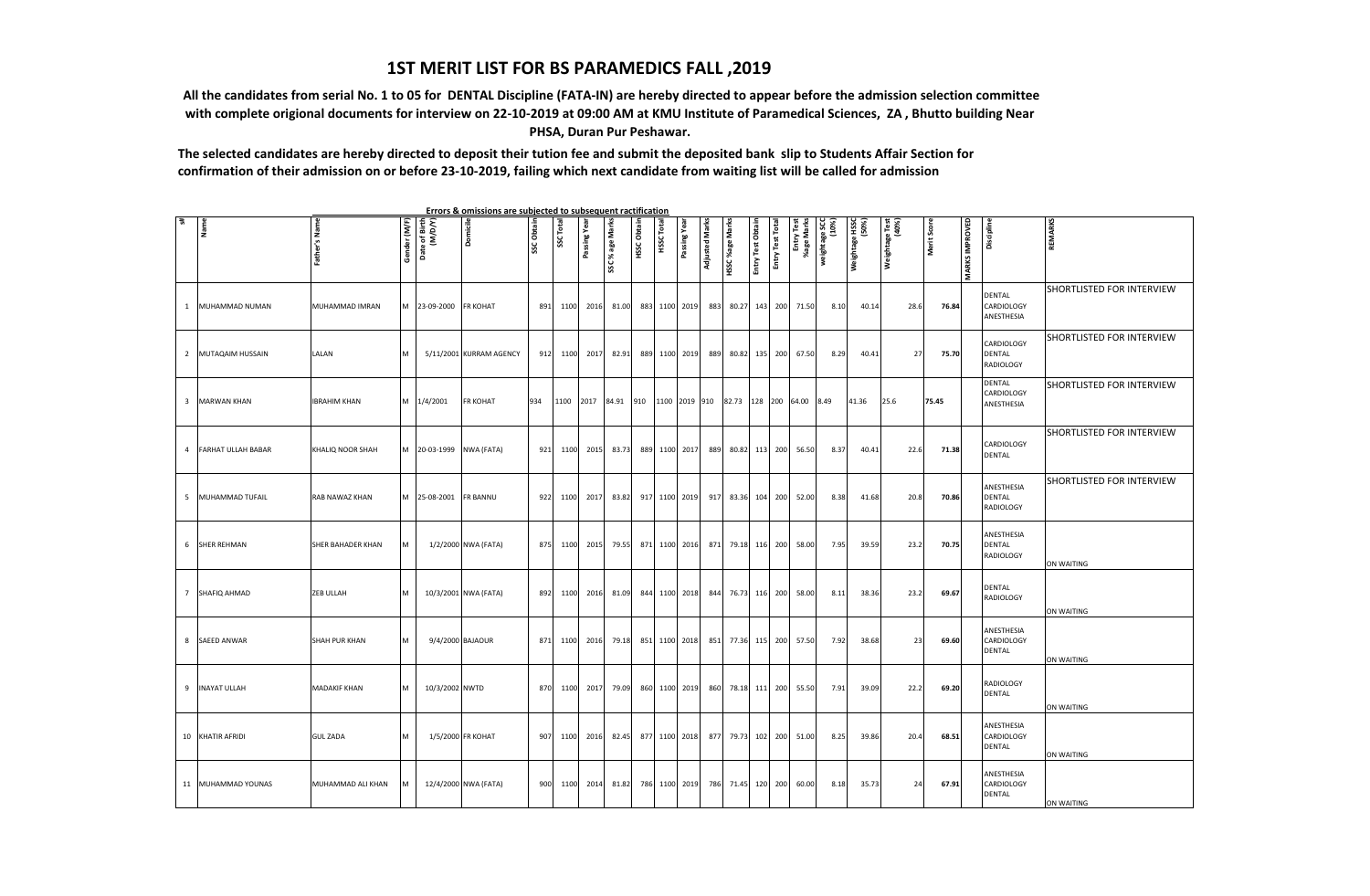# 1ST MERIT LIST FOR BS PARAMEDICS FALL ,2019

**All the candidates from serial No. 1 to 05 for DENTAL Discipline (FATA-IN) are hereby directed to appear before the admission selection committee with complete origional documents for interview on 22-10-2019 at 09:00 AM at KMU Institute of Paramedical Sciences, ZA , Bhutto building Near PHSA, Duran Pur Peshawar.**

**The selected candidates are hereby directed to deposit their tution fee and submit the deposited bank slip to Students Affair Section for confirmation of their admission on or before 23-10-2019, failing which next candidate from waiting list will be called for admission**

**Errors & omissions are subjected to subsequent ractification**

| s# | Name | Father's Name | Gender (M/F) | Date of Birth (M/D/Y) | Domicile | SSC Obtain | SSC Total | Passing Year | SSC %age Marks | HSSC Obtain | HSSC Total | Passing Year | Adjusted Marks | HSSC %age Marks | Entry Test Obtain | Entry Test Total | Entry Test %age Marks | weightage SCC (10%) | Weightage HSSC (50%) | Weightage Test (40%) | Merit Score | MARKS IMPROVED | Discipline | REMARKS |
|---|---|---|---|---|---|---|---|---|---|---|---|---|---|---|---|---|---|---|---|---|---|---|---|---|
| 1 | MUHAMMAD NUMAN | MUHAMMAD IMRAN | M | 23-09-2000 | FR KOHAT | 891 | 1100 | 2016 | 81.00 | 883 | 1100 | 2019 | 883 | 80.27 | 143 | 200 | 71.50 | 8.10 | 40.14 | 28.6 | 76.84 | | DENTAL CARDIOLOGY ANESTHESIA | SHORTLISTED FOR INTERVIEW |
| 2 | MUTAQAIM HUSSAIN | LALAN | M | 5/11/2001 | KURRAM AGENCY | 912 | 1100 | 2017 | 82.91 | 889 | 1100 | 2019 | 889 | 80.82 | 135 | 200 | 67.50 | 8.29 | 40.41 | 27 | 75.70 | | CARDIOLOGY DENTAL RADIOLOGY | SHORTLISTED FOR INTERVIEW |
| 3 | MARWAN KHAN | IBRAHIM KHAN | M | 1/4/2001 | FR KOHAT | 934 | 1100 | 2017 | 84.91 | 910 | 1100 | 2019 | 910 | 82.73 | 128 | 200 | 64.00 | 8.49 | 41.36 | 25.6 | 75.45 | | DENTAL CARDIOLOGY ANESTHESIA | SHORTLISTED FOR INTERVIEW |
| 4 | FARHAT ULLAH BABAR | KHALIQ NOOR SHAH | M | 20-03-1999 | NWA (FATA) | 921 | 1100 | 2015 | 83.73 | 889 | 1100 | 2017 | 889 | 80.82 | 113 | 200 | 56.50 | 8.37 | 40.41 | 22.6 | 71.38 | | CARDIOLOGY DENTAL | SHORTLISTED FOR INTERVIEW |
| 5 | MUHAMMAD TUFAIL | RAB NAWAZ KHAN | M | 25-08-2001 | FR BANNU | 922 | 1100 | 2017 | 83.82 | 917 | 1100 | 2019 | 917 | 83.36 | 104 | 200 | 52.00 | 8.38 | 41.68 | 20.8 | 70.86 | | ANESTHESIA DENTAL RADIOLOGY | SHORTLISTED FOR INTERVIEW |
| 6 | SHER REHMAN | SHER BAHADER KHAN | M | 1/2/2000 | NWA (FATA) | 875 | 1100 | 2015 | 79.55 | 871 | 1100 | 2016 | 871 | 79.18 | 116 | 200 | 58.00 | 7.95 | 39.59 | 23.2 | 70.75 | | ANESTHESIA DENTAL RADIOLOGY | ON WAITING |
| 7 | SHAFIQ AHMAD | ZEB ULLAH | M | 10/3/2001 | NWA (FATA) | 892 | 1100 | 2016 | 81.09 | 844 | 1100 | 2018 | 844 | 76.73 | 116 | 200 | 58.00 | 8.11 | 38.36 | 23.2 | 69.67 | | DENTAL RADIOLOGY | ON WAITING |
| 8 | SAEED ANWAR | SHAH PUR KHAN | M | 9/4/2000 | BAJAOUR | 871 | 1100 | 2016 | 79.18 | 851 | 1100 | 2018 | 851 | 77.36 | 115 | 200 | 57.50 | 7.92 | 38.68 | 23 | 69.60 | | ANESTHESIA CARDIOLOGY DENTAL | ON WAITING |
| 9 | INAYAT ULLAH | MADAKIF KHAN | M | 10/3/2002 | NWTD | 870 | 1100 | 2017 | 79.09 | 860 | 1100 | 2019 | 860 | 78.18 | 111 | 200 | 55.50 | 7.91 | 39.09 | 22.2 | 69.20 | | RADIOLOGY DENTAL | ON WAITING |
| 10 | KHATIR AFRIDI | GUL ZADA | M | 1/5/2000 | FR KOHAT | 907 | 1100 | 2016 | 82.45 | 877 | 1100 | 2018 | 877 | 79.73 | 102 | 200 | 51.00 | 8.25 | 39.86 | 20.4 | 68.51 | | ANESTHESIA CARDIOLOGY DENTAL | ON WAITING |
| 11 | MUHAMMAD YOUNAS | MUHAMMAD ALI KHAN | M | 12/4/2000 | NWA (FATA) | 900 | 1100 | 2014 | 81.82 | 786 | 1100 | 2019 | 786 | 71.45 | 120 | 200 | 60.00 | 8.18 | 35.73 | 24 | 67.91 | | ANESTHESIA CARDIOLOGY DENTAL | ON WAITING |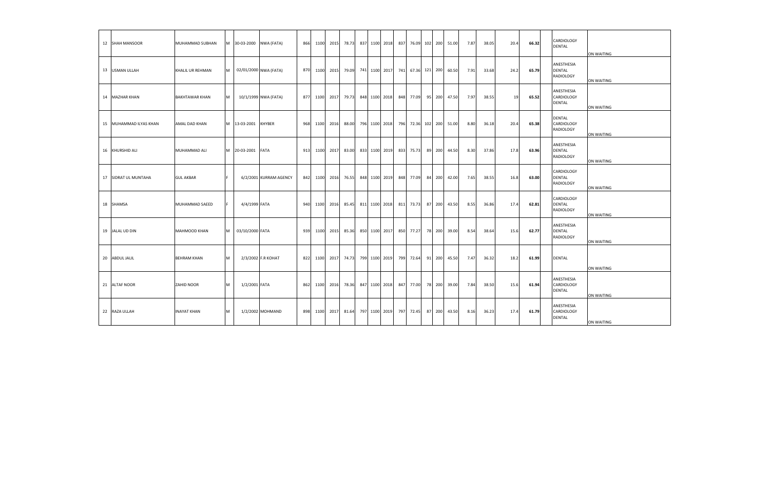| | | | | | | | | | | | | | | | | | | | | | | | | |
|---|---|---|---|---|---|---|---|---|---|---|---|---|---|---|---|---|---|---|---|---|---|---|---|---|
| 12 | SHAH MANSOOR | MUHAMMAD SUBHAN | M | 30-03-2000 | NWA (FATA) | 866 | 1100 | 2015 | 78.73 | 837 | 1100 | 2018 | 837 | 76.09 | 102 | 200 | 51.00 | 7.87 | 38.05 | 20.4 | 66.32 | | CARDIOLOGY DENTAL | ON WAITING |
| 13 | USMAN ULLAH | KHALIL UR REHMAN | M | 02/01/2000 | NWA (FATA) | 870 | 1100 | 2015 | 79.09 | 741 | 1100 | 2017 | 741 | 67.36 | 121 | 200 | 60.50 | 7.91 | 33.68 | 24.2 | 65.79 | | ANESTHESIA DENTAL RADIOLOGY | ON WAITING |
| 14 | MAZHAR KHAN | BAKHTAWAR KHAN | M | 10/1/1999 | NWA (FATA) | 877 | 1100 | 2017 | 79.73 | 848 | 1100 | 2018 | 848 | 77.09 | 95 | 200 | 47.50 | 7.97 | 38.55 | 19 | 65.52 | | ANESTHESIA CARDIOLOGY DENTAL | ON WAITING |
| 15 | MUHAMMAD ILYAS KHAN | AMAL DAD KHAN | M | 13-03-2001 | KHYBER | 968 | 1100 | 2016 | 88.00 | 796 | 1100 | 2018 | 796 | 72.36 | 102 | 200 | 51.00 | 8.80 | 36.18 | 20.4 | 65.38 | | DENTAL CARDIOLOGY RADIOLOGY | ON WAITING |
| 16 | KHURSHID ALI | MUHAMMAD ALI | M | 20-03-2001 | FATA | 913 | 1100 | 2017 | 83.00 | 833 | 1100 | 2019 | 833 | 75.73 | 89 | 200 | 44.50 | 8.30 | 37.86 | 17.8 | 63.96 | | ANESTHESIA DENTAL RADIOLOGY | ON WAITING |
| 17 | SIDRAT UL MUNTAHA | GUL AKBAR | F | 6/2/2001 | KURRAM AGENCY | 842 | 1100 | 2016 | 76.55 | 848 | 1100 | 2019 | 848 | 77.09 | 84 | 200 | 42.00 | 7.65 | 38.55 | 16.8 | 63.00 | | CARDIOLOGY DENTAL RADIOLOGY | ON WAITING |
| 18 | SHAMSA | MUHAMMAD SAEED | F | 4/4/1999 | FATA | 940 | 1100 | 2016 | 85.45 | 811 | 1100 | 2018 | 811 | 73.73 | 87 | 200 | 43.50 | 8.55 | 36.86 | 17.4 | 62.81 | | CARDIOLOGY DENTAL RADIOLOGY | ON WAITING |
| 19 | JALAL UD DIN | MAHMOOD KHAN | M | 03/10/2000 | FATA | 939 | 1100 | 2015 | 85.36 | 850 | 1100 | 2017 | 850 | 77.27 | 78 | 200 | 39.00 | 8.54 | 38.64 | 15.6 | 62.77 | | ANESTHESIA DENTAL RADIOLOGY | ON WAITING |
| 20 | ABDUL JALIL | BEHRAM KHAN | M | 2/3/2002 | F.R KOHAT | 822 | 1100 | 2017 | 74.73 | 799 | 1100 | 2019 | 799 | 72.64 | 91 | 200 | 45.50 | 7.47 | 36.32 | 18.2 | 61.99 | | DENTAL | ON WAITING |
| 21 | ALTAF NOOR | ZAHID NOOR | M | 1/2/2001 | FATA | 862 | 1100 | 2016 | 78.36 | 847 | 1100 | 2018 | 847 | 77.00 | 78 | 200 | 39.00 | 7.84 | 38.50 | 15.6 | 61.94 | | ANESTHESIA CARDIOLOGY DENTAL | ON WAITING |
| 22 | RAZA ULLAH | INAYAT KHAN | M | 1/2/2002 | MOHMAND | 898 | 1100 | 2017 | 81.64 | 797 | 1100 | 2019 | 797 | 72.45 | 87 | 200 | 43.50 | 8.16 | 36.23 | 17.4 | 61.79 | | ANESTHESIA CARDIOLOGY DENTAL | ON WAITING |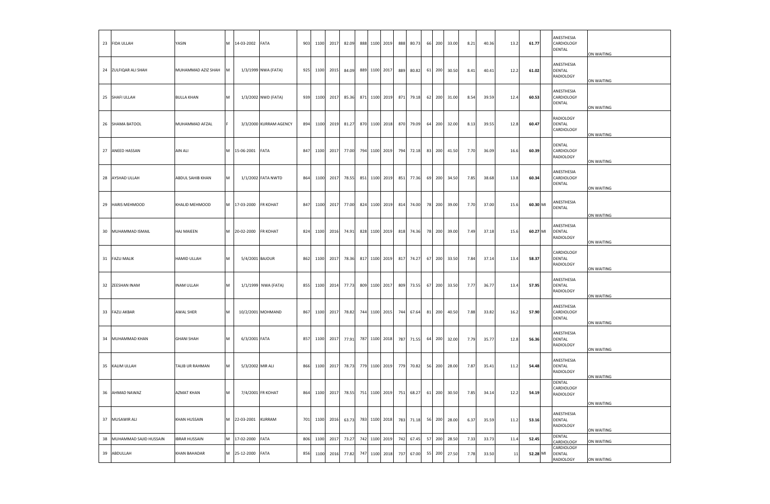| | | | | | | | | | | | | | | | | | | | | | | | | | | |
|---|---|---|---|---|---|---|---|---|---|---|---|---|---|---|---|---|---|---|---|---|---|---|---|---|---|---|
| 23 | FIDA ULLAH | YASIN | M | 14-03-2002 | FATA | 903 | 1100 | 2017 | 82.09 | 888 | 1100 | 2019 | 888 | 80.73 | 66 | 200 | 33.00 | 8.21 | 40.36 | 13.2 | 61.77 | | ANESTHESIA CARDIOLOGY DENTAL | ON WAITING |
| 24 | ZULFIQAR ALI SHAH | MUHAMMAD AZIZ SHAH | M | 1/3/1999 | NWA (FATA) | 925 | 1100 | 2015 | 84.09 | 889 | 1100 | 2017 | 889 | 80.82 | 61 | 200 | 30.50 | 8.41 | 40.41 | 12.2 | 61.02 | | ANESTHESIA DENTAL RADIOLOGY | ON WAITING |
| 25 | SHAFI ULLAH | BULLA KHAN | M | 1/3/2002 | NWD (FATA) | 939 | 1100 | 2017 | 85.36 | 871 | 1100 | 2019 | 871 | 79.18 | 62 | 200 | 31.00 | 8.54 | 39.59 | 12.4 | 60.53 | | ANESTHESIA CARDIOLOGY DENTAL | ON WAITING |
| 26 | SHAMA BATOOL | MUHAMMAD AFZAL | F | 3/3/2000 | KURRAM AGENCY | 894 | 1100 | 2019 | 81.27 | 870 | 1100 | 2018 | 870 | 79.09 | 64 | 200 | 32.00 | 8.13 | 39.55 | 12.8 | 60.47 | | RADIOLOGY DENTAL CARDIOLOGY | ON WAITING |
| 27 | ANEED HASSAN | AIN ALI | M | 15-06-2001 | FATA | 847 | 1100 | 2017 | 77.00 | 794 | 1100 | 2019 | 794 | 72.18 | 83 | 200 | 41.50 | 7.70 | 36.09 | 16.6 | 60.39 | | DENTAL CARDIOLOGY RADIOLOGY | ON WAITING |
| 28 | AYSHAD ULLAH | ABDUL SAHIB KHAN | M | 1/1/2002 | FATA NWTD | 864 | 1100 | 2017 | 78.55 | 851 | 1100 | 2019 | 851 | 77.36 | 69 | 200 | 34.50 | 7.85 | 38.68 | 13.8 | 60.34 | | ANESTHESIA CARDIOLOGY DENTAL | ON WAITING |
| 29 | HARIS MEHMOOD | KHALID MEHMOOD | M | 17-03-2000 | FR KOHAT | 847 | 1100 | 2017 | 77.00 | 824 | 1100 | 2019 | 814 | 74.00 | 78 | 200 | 39.00 | 7.70 | 37.00 | 15.6 | 60.30 | MI | ANESTHESIA DENTAL | ON WAITING |
| 30 | MUHAMMAD ISMAIL | HAJ MAIEEN | M | 20-02-2000 | FR KOHAT | 824 | 1100 | 2016 | 74.91 | 828 | 1100 | 2019 | 818 | 74.36 | 78 | 200 | 39.00 | 7.49 | 37.18 | 15.6 | 60.27 | MI | ANESTHESIA DENTAL RADIOLOGY | ON WAITING |
| 31 | FAZLI MALIK | HAMID ULLAH | M | 5/4/2001 | BAJOUR | 862 | 1100 | 2017 | 78.36 | 817 | 1100 | 2019 | 817 | 74.27 | 67 | 200 | 33.50 | 7.84 | 37.14 | 13.4 | 58.37 | | CARDIOLOGY DENTAL RADIOLOGY | ON WAITING |
| 32 | ZEESHAN INAM | INAM ULLAH | M | 1/1/1999 | NWA (FATA) | 855 | 1100 | 2014 | 77.73 | 809 | 1100 | 2017 | 809 | 73.55 | 67 | 200 | 33.50 | 7.77 | 36.77 | 13.4 | 57.95 | | ANESTHESIA DENTAL RADIOLOGY | ON WAITING |
| 33 | FAZLI AKBAR | AWAL SHER | M | 10/2/2001 | MOHMAND | 867 | 1100 | 2017 | 78.82 | 744 | 1100 | 2015 | 744 | 67.64 | 81 | 200 | 40.50 | 7.88 | 33.82 | 16.2 | 57.90 | | ANESTHESIA CARDIOLOGY DENTAL | ON WAITING |
| 34 | MUHAMMAD KHAN | GHANI SHAH | M | 6/3/2001 | FATA | 857 | 1100 | 2017 | 77.91 | 787 | 1100 | 2018 | 787 | 71.55 | 64 | 200 | 32.00 | 7.79 | 35.77 | 12.8 | 56.36 | | ANESTHESIA DENTAL RADIOLOGY | ON WAITING |
| 35 | KALIM ULLAH | TALIB UR RAHMAN | M | 5/3/2002 | MIR ALI | 866 | 1100 | 2017 | 78.73 | 779 | 1100 | 2019 | 779 | 70.82 | 56 | 200 | 28.00 | 7.87 | 35.41 | 11.2 | 54.48 | | ANESTHESIA DENTAL RADIOLOGY | ON WAITING |
| 36 | AHMAD NAWAZ | AZMAT KHAN | M | 7/4/2001 | FR KOHAT | 864 | 1100 | 2017 | 78.55 | 751 | 1100 | 2019 | 751 | 68.27 | 61 | 200 | 30.50 | 7.85 | 34.14 | 12.2 | 54.19 | | DENTAL CARDIOLOGY RADIOLOGY | ON WAITING |
| 37 | MUSAWIR ALI | KHAN HUSSAIN | M | 22-03-2001 | KURRAM | 701 | 1100 | 2016 | 63.73 | 783 | 1100 | 2018 | 783 | 71.18 | 56 | 200 | 28.00 | 6.37 | 35.59 | 11.2 | 53.16 | | ANESTHESIA DENTAL RADIOLOGY | ON WAITING |
| 38 | MUHAMMAD SAJID HUSSAIN | IBRAR HUSSAIN | M | 17-02-2000 | FATA | 806 | 1100 | 2017 | 73.27 | 742 | 1100 | 2019 | 742 | 67.45 | 57 | 200 | 28.50 | 7.33 | 33.73 | 11.4 | 52.45 | | DENTAL CARDIOLOGY | ON WAITING |
| 39 | ABDULLAH | KHAN BAHADAR | M | 25-12-2000 | FATA | 856 | 1100 | 2016 | 77.82 | 747 | 1100 | 2018 | 737 | 67.00 | 55 | 200 | 27.50 | 7.78 | 33.50 | 11 | 52.28 | MI | CARDIOLOGY DENTAL RADIOLOGY | ON WAITING |